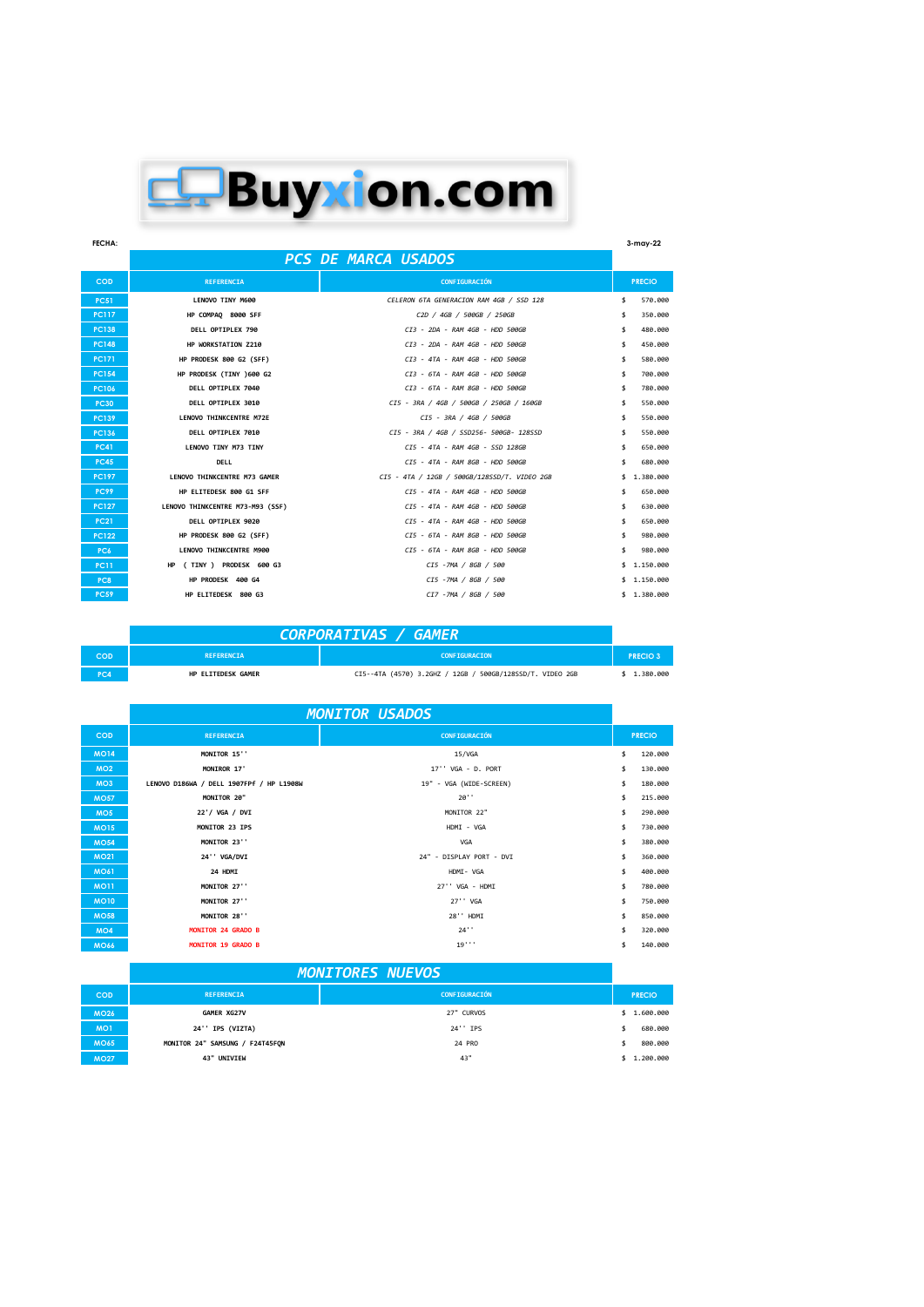# Buyxion.com

**FECHA:** 3-may-22

## PCS DE MARCA USADOS

| COD | REFERENCIA | CONFIGURACIÓN | PRECIO |
|---|---|---|---|
| PC51 | LENOVO TINY M600 | *CELERON 6TA GENERACION RAM 4GB / SSD 128* | $ 570.000 |
| PC117 | HP COMPAQ 8000 SFF | *C2D / 4GB / 500GB / 250GB* | $ 350.000 |
| PC138 | DELL OPTIPLEX 790 | *CI3 - 2DA - RAM 4GB - HDD 500GB* | $ 480.000 |
| PC148 | HP WORKSTATION Z210 | *CI3 - 2DA - RAM 4GB - HDD 500GB* | $ 450.000 |
| PC171 | HP PRODESK 800 G2 (SFF) | *CI3 - 4TA - RAM 4GB - HDD 500GB* | $ 580.000 |
| PC154 | HP PRODESK (TINY )600 G2 | *CI3 - 6TA - RAM 4GB - HDD 500GB* | $ 700.000 |
| PC106 | DELL OPTIPLEX 7040 | *CI3 - 6TA - RAM 8GB - HDD 500GB* | $ 780.000 |
| PC30 | DELL OPTIPLEX 3010 | *CI5 - 3RA / 4GB / 500GB / 250GB / 160GB* | $ 550.000 |
| PC139 | LENOVO THINKCENTRE M72E | *CI5 - 3RA / 4GB / 500GB* | $ 550.000 |
| PC136 | DELL OPTIPLEX 7010 | *CI5 - 3RA / 4GB / SSD256- 500GB- 128SSD* | $ 550.000 |
| PC41 | LENOVO TINY M73 TINY | *CI5 - 4TA - RAM 4GB - SSD 128GB* | $ 650.000 |
| PC45 | DELL | *CI5 - 4TA - RAM 8GB - HDD 500GB* | $ 680.000 |
| PC197 | LENOVO THINKCENTRE M73 GAMER | *CI5 - 4TA / 12GB / 500GB/128SSD/T. VIDEO 2GB* | $ 1.380.000 |
| PC99 | HP ELITEDESK 800 G1 SFF | *CI5 - 4TA - RAM 4GB - HDD 500GB* | $ 650.000 |
| PC127 | LENOVO THINKCENTRE M73-M93 (SSF) | *CI5 - 4TA - RAM 4GB - HDD 500GB* | $ 630.000 |
| PC21 | DELL OPTIPLEX 9020 | *CI5 - 4TA - RAM 4GB - HDD 500GB* | $ 650.000 |
| PC122 | HP PRODESK 800 G2 (SFF) | *CI5 - 6TA - RAM 8GB - HDD 500GB* | $ 980.000 |
| PC6 | LENOVO THINKCENTRE M900 | *CI5 - 6TA - RAM 8GB - HDD 500GB* | $ 980.000 |
| PC11 | HP ( TINY ) PRODESK 600 G3 | *CI5 -7MA / 8GB / 500* | $ 1.150.000 |
| PC8 | HP PRODESK 400 G4 | *CI5 -7MA / 8GB / 500* | $ 1.150.000 |
| PC59 | HP ELITEDESK 800 G3 | *CI7 -7MA / 8GB / 500* | $ 1.380.000 |

## CORPORATIVAS / GAMER

| COD | REFERENCIA | CONFIGURACION | PRECIO 3 |
|---|---|---|---|
| PC4 | HP ELITEDESK GAMER | CI5--4TA (4570) 3.2GHZ / 12GB / 500GB/128SSD/T. VIDEO 2GB | $ 1.380.000 |

## MONITOR USADOS

| COD | REFERENCIA | CONFIGURACIÓN | PRECIO |
|---|---|---|---|
| MO14 | MONITOR 15'' | 15/VGA | $ 120.000 |
| MO2 | MONIROR 17' | 17'' VGA - D. PORT | $ 130.000 |
| MO3 | LENOVO D186WA / DELL 1907FPF / HP L1908W | 19" - VGA (WIDE-SCREEN) | $ 180.000 |
| MO57 | MONITOR 20" | 20'' | $ 215.000 |
| MO5 | 22'/ VGA / DVI | MONITOR 22" | $ 290.000 |
| MO15 | MONITOR 23 IPS | HDMI - VGA | $ 730.000 |
| MO54 | MONITOR 23'' | VGA | $ 380.000 |
| MO21 | 24'' VGA/DVI | 24" - DISPLAY PORT - DVI | $ 360.000 |
| MO61 | 24 HDMI | HDMI- VGA | $ 400.000 |
| MO11 | MONITOR 27'' | 27'' VGA - HDMI | $ 780.000 |
| MO10 | MONITOR 27'' | 27'' VGA | $ 750.000 |
| MO58 | MONITOR 28'' | 28'' HDMI | $ 850.000 |
| MO4 | MONITOR 24 GRADO B | 24'' | $ 320.000 |
| MO66 | MONITOR 19 GRADO B | 19''' | $ 140.000 |

## MONITORES NUEVOS

| COD | REFERENCIA | CONFIGURACIÓN | PRECIO |
|---|---|---|---|
| MO26 | GAMER XG27V | 27" CURVOS | $ 1.600.000 |
| MO1 | 24'' IPS (VIZTA) | 24'' IPS | $ 680.000 |
| MO65 | MONITOR 24" SAMSUNG / F24T45FQN | 24 PRO | $ 800.000 |
| MO27 | 43" UNIVIEW | 43" | $ 1.200.000 |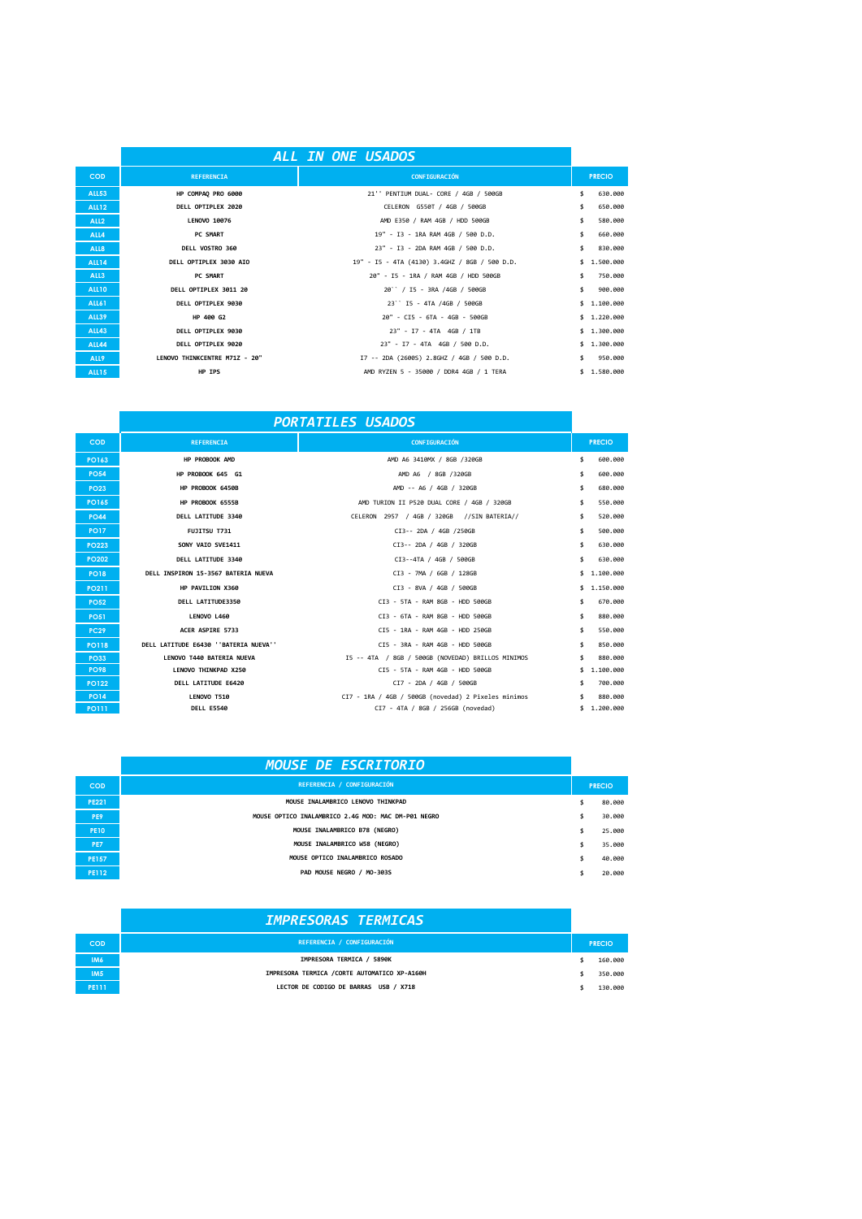## ALL IN ONE USADOS

| COD | REFERENCIA | CONFIGURACIÓN | PRECIO |
|---|---|---|---|
| ALL53 | HP COMPAQ PRO 6000 | 21'' PENTIUM DUAL- CORE / 4GB / 500GB | $ 630.000 |
| ALL12 | DELL OPTIPLEX 2020 | CELERON G550T / 4GB / 500GB | $ 650.000 |
| ALL2 | LENOVO 10076 | AMD E350 / RAM 4GB / HDD 500GB | $ 580.000 |
| ALL4 | PC SMART | 19" - I3 - 1RA RAM 4GB / 500 D.D. | $ 660.000 |
| ALL8 | DELL VOSTRO 360 | 23" - I3 - 2DA RAM 4GB / 500 D.D. | $ 830.000 |
| ALL14 | DELL OPTIPLEX 3030 AIO | 19" - I5 - 4TA (4130) 3.4GHZ / 8GB / 500 D.D. | $ 1.500.000 |
| ALL3 | PC SMART | 20" - I5 - 1RA / RAM 4GB / HDD 500GB | $ 750.000 |
| ALL10 | DELL OPTIPLEX 3011 20 | 20`` / I5 - 3RA /4GB / 500GB | $ 900.000 |
| ALL61 | DELL OPTIPLEX 9030 | 23`` I5 - 4TA /4GB / 500GB | $ 1.100.000 |
| ALL39 | HP 400 G2 | 20" - CI5 - 6TA - 4GB - 500GB | $ 1.220.000 |
| ALL43 | DELL OPTIPLEX 9030 | 23" - I7 - 4TA 4GB / 1TB | $ 1.300.000 |
| ALL44 | DELL OPTIPLEX 9020 | 23" - I7 - 4TA 4GB / 500 D.D. | $ 1.300.000 |
| ALL9 | LENOVO THINKCENTRE M71Z - 20" | I7 -- 2DA (2600S) 2.8GHZ / 4GB / 500 D.D. | $ 950.000 |
| ALL15 | HP IPS | AMD RYZEN 5 - 3500U / DDR4 4GB / 1 TERA | $ 1.580.000 |

## PORTATILES USADOS

| COD | REFERENCIA | CONFIGURACIÓN | PRECIO |
|---|---|---|---|
| PO163 | HP PROBOOK AMD | AMD A6 3410MX / 8GB /320GB | $ 600.000 |
| PO54 | HP PROBOOK 645 G1 | AMD A6 / 8GB /320GB | $ 600.000 |
| PO23 | HP PROBOOK 6450B | AMD -- A6 / 4GB / 320GB | $ 680.000 |
| PO165 | HP PROBOOK 6555B | AMD TURION II P520 DUAL CORE / 4GB / 320GB | $ 550.000 |
| PO44 | DELL LATITUDE 3340 | CELERON 2957 / 4GB / 320GB //SIN BATERIA// | $ 520.000 |
| PO17 | FUJITSU T731 | CI3-- 2DA / 4GB /250GB | $ 500.000 |
| PO223 | SONY VAIO SVE1411 | CI3-- 2DA / 4GB / 320GB | $ 630.000 |
| PO202 | DELL LATITUDE 3340 | CI3--4TA / 4GB / 500GB | $ 630.000 |
| PO18 | DELL INSPIRON 15-3567 BATERIA NUEVA | CI3 - 7MA / 6GB / 128GB | $ 1.100.000 |
| PO211 | HP PAVILION X360 | CI3 - 8VA / 4GB / 500GB | $ 1.150.000 |
| PO52 | DELL LATITUDE3350 | CI3 - 5TA - RAM 8GB - HDD 500GB | $ 670.000 |
| PO51 | LENOVO L460 | CI3 - 6TA - RAM 8GB - HDD 500GB | $ 880.000 |
| PC29 | ACER ASPIRE 5733 | CI5 - 1RA - RAM 4GB - HDD 250GB | $ 550.000 |
| PO118 | DELL LATITUDE E6430 ''BATERIA NUEVA'' | CI5 - 3RA - RAM 4GB - HDD 500GB | $ 850.000 |
| PO33 | LENOVO T440 BATERIA NUEVA | I5 -- 4TA / 8GB / 500GB (NOVEDAD) BRILLOS MINIMOS | $ 880.000 |
| PO98 | LENOVO THINKPAD X250 | CI5 - 5TA - RAM 4GB - HDD 500GB | $ 1.100.000 |
| PO122 | DELL LATITUDE E6420 | CI7 - 2DA / 4GB / 500GB | $ 700.000 |
| PO14 | LENOVO T510 | CI7 - 1RA / 4GB / 500GB (novedad) 2 Pixeles minimos | $ 880.000 |
| PO111 | DELL E5540 | CI7 - 4TA / 8GB / 256GB (novedad) | $ 1.200.000 |

## MOUSE DE ESCRITORIO

| COD | REFERENCIA / CONFIGURACIÓN | PRECIO |
|---|---|---|
| PE221 | MOUSE INALAMBRICO LENOVO THINKPAD | $ 80.000 |
| PE9 | MOUSE OPTICO INALAMBRICO 2.4G MOD: MAC DM-P01 NEGRO | $ 30.000 |
| PE10 | MOUSE INALAMBRICO B78 (NEGRO) | $ 25.000 |
| PE7 | MOUSE INALAMBRICO W58 (NEGRO) | $ 35.000 |
| PE157 | MOUSE OPTICO INALAMBRICO ROSADO | $ 40.000 |
| PE112 | PAD MOUSE NEGRO / MO-303S | $ 20.000 |

## IMPRESORAS TERMICAS

| COD | REFERENCIA / CONFIGURACIÓN | PRECIO |
|---|---|---|
| IM6 | IMPRESORA TERMICA / 5890K | $ 160.000 |
| IM5 | IMPRESORA TERMICA /CORTE AUTOMATICO XP-A160H | $ 350.000 |
| PE111 | LECTOR DE CODIGO DE BARRAS USB / X718 | $ 130.000 |